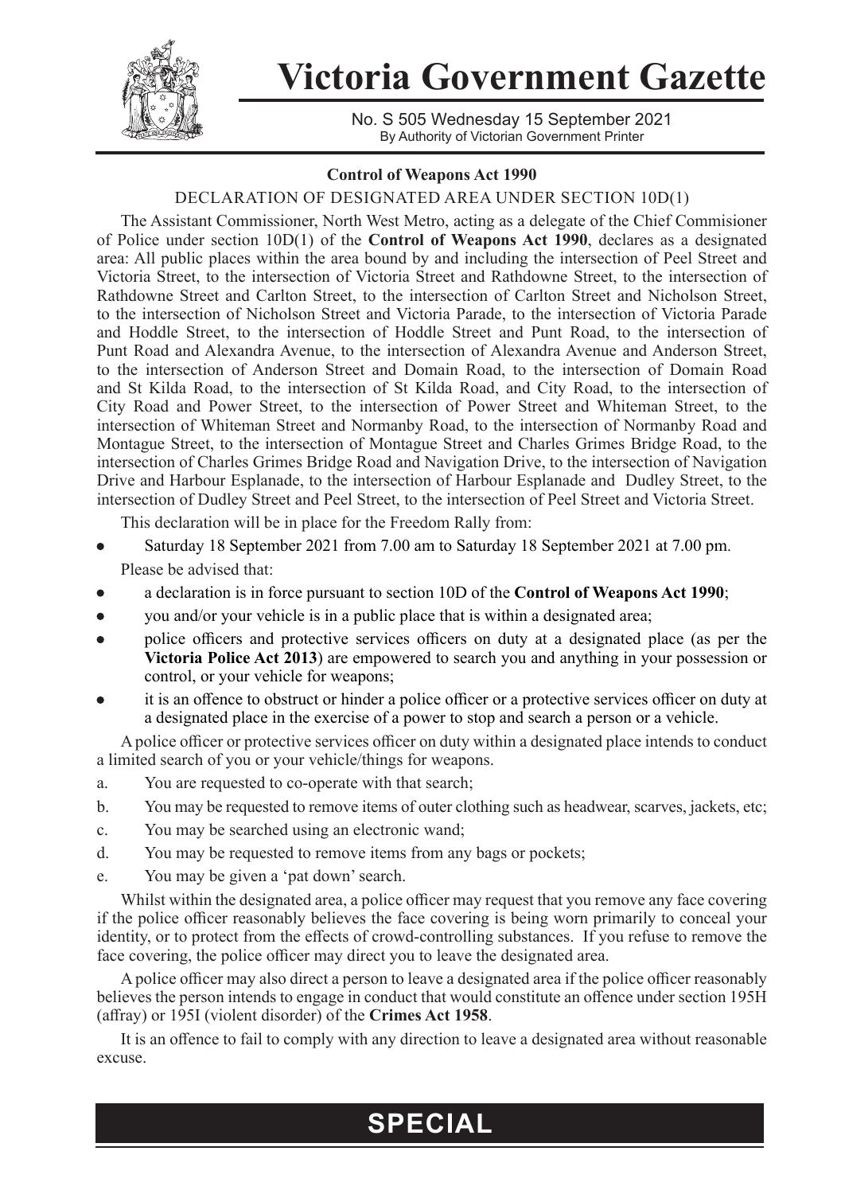# Victoria Government Gazette

No. S 505 Wednesday 15 September 2021
By Authority of Victorian Government Printer

**Control of Weapons Act 1990**

DECLARATION OF DESIGNATED AREA UNDER SECTION 10D(1)

The Assistant Commissioner, North West Metro, acting as a delegate of the Chief Commisioner of Police under section 10D(1) of the **Control of Weapons Act 1990**, declares as a designated area: All public places within the area bound by and including the intersection of Peel Street and Victoria Street, to the intersection of Victoria Street and Rathdowne Street, to the intersection of Rathdowne Street and Carlton Street, to the intersection of Carlton Street and Nicholson Street, to the intersection of Nicholson Street and Victoria Parade, to the intersection of Victoria Parade and Hoddle Street, to the intersection of Hoddle Street and Punt Road, to the intersection of Punt Road and Alexandra Avenue, to the intersection of Alexandra Avenue and Anderson Street, to the intersection of Anderson Street and Domain Road, to the intersection of Domain Road and St Kilda Road, to the intersection of St Kilda Road, and City Road, to the intersection of City Road and Power Street, to the intersection of Power Street and Whiteman Street, to the intersection of Whiteman Street and Normanby Road, to the intersection of Normanby Road and Montague Street, to the intersection of Montague Street and Charles Grimes Bridge Road, to the intersection of Charles Grimes Bridge Road and Navigation Drive, to the intersection of Navigation Drive and Harbour Esplanade, to the intersection of Harbour Esplanade and Dudley Street, to the intersection of Dudley Street and Peel Street, to the intersection of Peel Street and Victoria Street.

This declaration will be in place for the Freedom Rally from:

- Saturday 18 September 2021 from 7.00 am to Saturday 18 September 2021 at 7.00 pm.

Please be advised that:

- a declaration is in force pursuant to section 10D of the **Control of Weapons Act 1990**;
- you and/or your vehicle is in a public place that is within a designated area;
- police officers and protective services officers on duty at a designated place (as per the **Victoria Police Act 2013**) are empowered to search you and anything in your possession or control, or your vehicle for weapons;
- it is an offence to obstruct or hinder a police officer or a protective services officer on duty at a designated place in the exercise of a power to stop and search a person or a vehicle.

A police officer or protective services officer on duty within a designated place intends to conduct a limited search of you or your vehicle/things for weapons.

a. You are requested to co-operate with that search;

b. You may be requested to remove items of outer clothing such as headwear, scarves, jackets, etc;

c. You may be searched using an electronic wand;

d. You may be requested to remove items from any bags or pockets;

e. You may be given a 'pat down' search.

Whilst within the designated area, a police officer may request that you remove any face covering if the police officer reasonably believes the face covering is being worn primarily to conceal your identity, or to protect from the effects of crowd-controlling substances. If you refuse to remove the face covering, the police officer may direct you to leave the designated area.

A police officer may also direct a person to leave a designated area if the police officer reasonably believes the person intends to engage in conduct that would constitute an offence under section 195H (affray) or 195I (violent disorder) of the **Crimes Act 1958**.

It is an offence to fail to comply with any direction to leave a designated area without reasonable excuse.

**SPECIAL**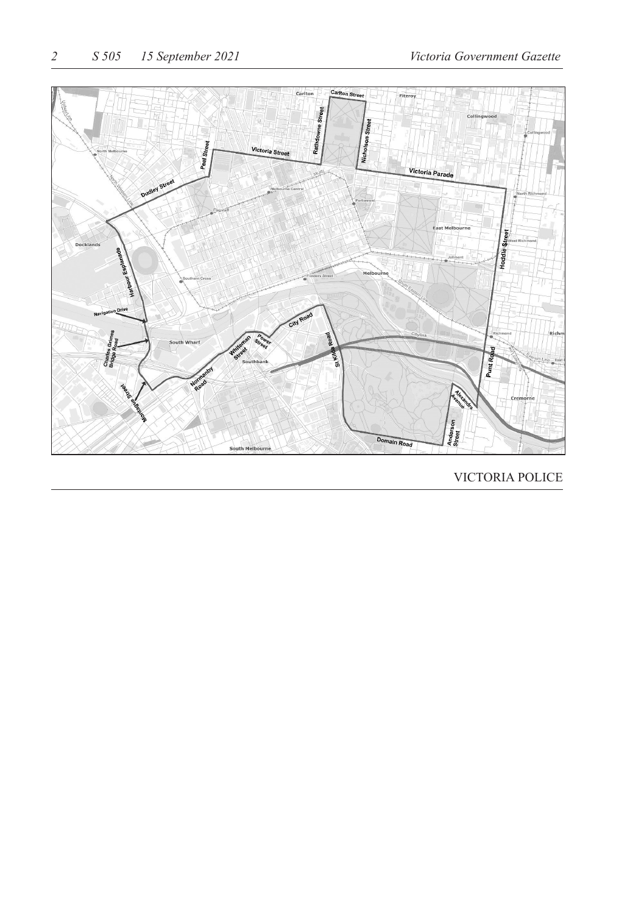VICTORIA POLICE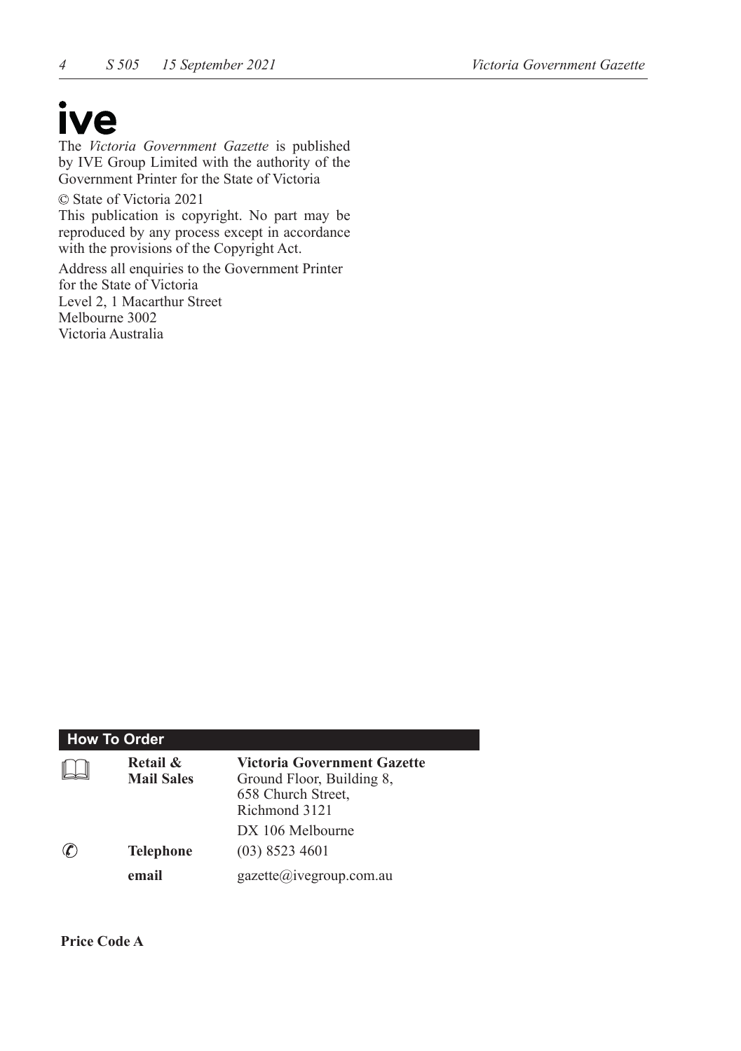ive

The *Victoria Government Gazette* is published by IVE Group Limited with the authority of the Government Printer for the State of Victoria

© State of Victoria 2021

This publication is copyright. No part may be reproduced by any process except in accordance with the provisions of the Copyright Act.

Address all enquiries to the Government Printer for the State of Victoria
Level 2, 1 Macarthur Street
Melbourne 3002
Victoria Australia

## How To Order

| | | |
|---|---|---|
| | **Retail & Mail Sales** | **Victoria Government Gazette** Ground Floor, Building 8, 658 Church Street, Richmond 3121 |
| | | DX 106 Melbourne |
| | **Telephone** | (03) 8523 4601 |
| | **email** | gazette@ivegroup.com.au |

**Price Code A**